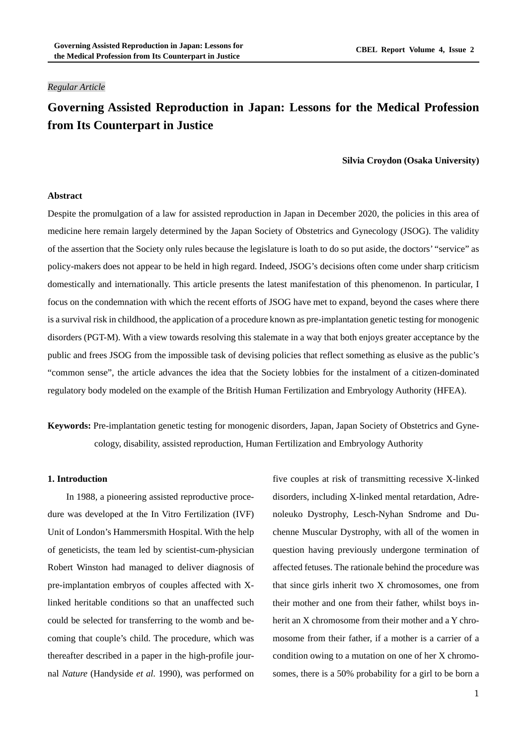*Regular Article*

# Governing Assisted Reproduction in Japan: Lessons for the Medical Profession from Its Counterpart in Justice

**Silvia Croydon (Osaka University)**

### Abstract

Despite the promulgation of a law for assisted reproduction in Japan in December 2020, the policies in this area of medicine here remain largely determined by the Japan Society of Obstetrics and Gynecology (JSOG). The validity of the assertion that the Society only rules because the legislature is loath to do so put aside, the doctors' "service" as policy-makers does not appear to be held in high regard. Indeed, JSOG's decisions often come under sharp criticism domestically and internationally. This article presents the latest manifestation of this phenomenon. In particular, I focus on the condemnation with which the recent efforts of JSOG have met to expand, beyond the cases where there is a survival risk in childhood, the application of a procedure known as pre-implantation genetic testing for monogenic disorders (PGT-M). With a view towards resolving this stalemate in a way that both enjoys greater acceptance by the public and frees JSOG from the impossible task of devising policies that reflect something as elusive as the public's "common sense", the article advances the idea that the Society lobbies for the instalment of a citizen-dominated regulatory body modeled on the example of the British Human Fertilization and Embryology Authority (HFEA).

**Keywords:** Pre-implantation genetic testing for monogenic disorders, Japan, Japan Society of Obstetrics and Gynecology, disability, assisted reproduction, Human Fertilization and Embryology Authority

### 1. Introduction

In 1988, a pioneering assisted reproductive procedure was developed at the In Vitro Fertilization (IVF) Unit of London's Hammersmith Hospital. With the help of geneticists, the team led by scientist-cum-physician Robert Winston had managed to deliver diagnosis of pre-implantation embryos of couples affected with X-linked heritable conditions so that an unaffected such could be selected for transferring to the womb and becoming that couple's child. The procedure, which was thereafter described in a paper in the high-profile journal *Nature* (Handyside *et al*. 1990), was performed on five couples at risk of transmitting recessive X-linked disorders, including X-linked mental retardation, Adrenoleuko Dystrophy, Lesch-Nyhan Sndrome and Duchenne Muscular Dystrophy, with all of the women in question having previously undergone termination of affected fetuses. The rationale behind the procedure was that since girls inherit two X chromosomes, one from their mother and one from their father, whilst boys inherit an X chromosome from their mother and a Y chromosome from their father, if a mother is a carrier of a condition owing to a mutation on one of her X chromosomes, there is a 50% probability for a girl to be born a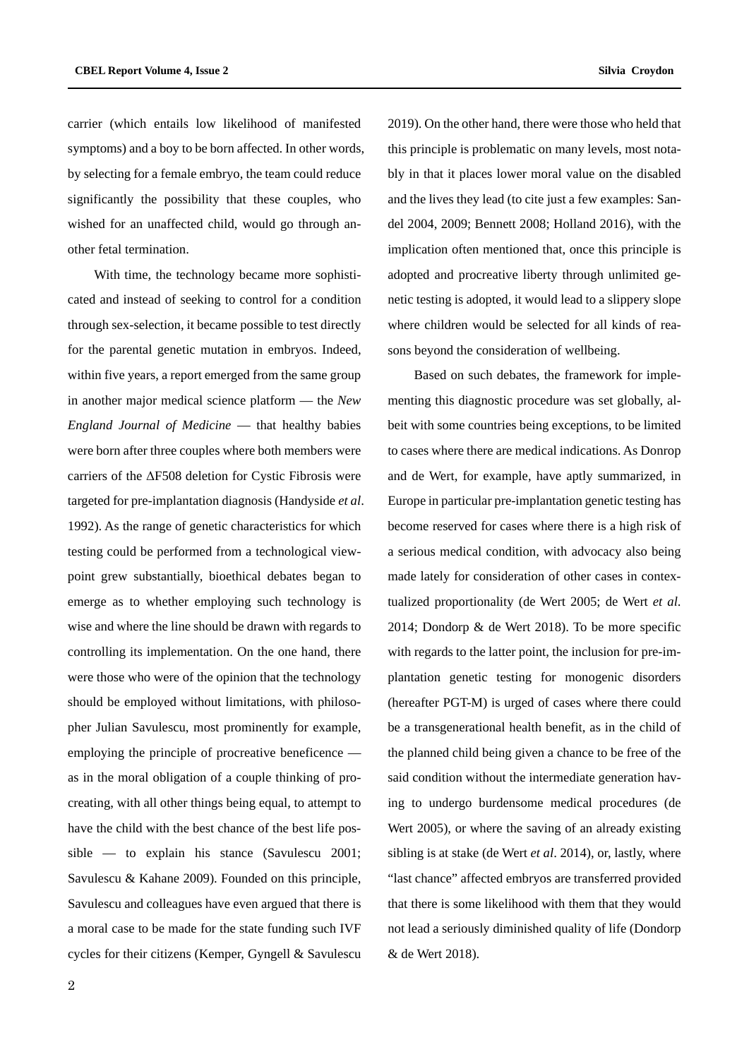carrier (which entails low likelihood of manifested symptoms) and a boy to be born affected. In other words, by selecting for a female embryo, the team could reduce significantly the possibility that these couples, who wished for an unaffected child, would go through another fetal termination.

With time, the technology became more sophisticated and instead of seeking to control for a condition through sex-selection, it became possible to test directly for the parental genetic mutation in embryos. Indeed, within five years, a report emerged from the same group in another major medical science platform — the *New England Journal of Medicine* — that healthy babies were born after three couples where both members were carriers of the ΔF508 deletion for Cystic Fibrosis were targeted for pre-implantation diagnosis (Handyside *et al*. 1992). As the range of genetic characteristics for which testing could be performed from a technological viewpoint grew substantially, bioethical debates began to emerge as to whether employing such technology is wise and where the line should be drawn with regards to controlling its implementation. On the one hand, there were those who were of the opinion that the technology should be employed without limitations, with philosopher Julian Savulescu, most prominently for example, employing the principle of procreative beneficence — as in the moral obligation of a couple thinking of procreating, with all other things being equal, to attempt to have the child with the best chance of the best life possible — to explain his stance (Savulescu 2001; Savulescu & Kahane 2009). Founded on this principle, Savulescu and colleagues have even argued that there is a moral case to be made for the state funding such IVF cycles for their citizens (Kemper, Gyngell & Savulescu 2019). On the other hand, there were those who held that this principle is problematic on many levels, most notably in that it places lower moral value on the disabled and the lives they lead (to cite just a few examples: Sandel 2004, 2009; Bennett 2008; Holland 2016), with the implication often mentioned that, once this principle is adopted and procreative liberty through unlimited genetic testing is adopted, it would lead to a slippery slope where children would be selected for all kinds of reasons beyond the consideration of wellbeing.

Based on such debates, the framework for implementing this diagnostic procedure was set globally, albeit with some countries being exceptions, to be limited to cases where there are medical indications. As Donrop and de Wert, for example, have aptly summarized, in Europe in particular pre-implantation genetic testing has become reserved for cases where there is a high risk of a serious medical condition, with advocacy also being made lately for consideration of other cases in contextualized proportionality (de Wert 2005; de Wert *et al*. 2014; Dondorp & de Wert 2018). To be more specific with regards to the latter point, the inclusion for pre-implantation genetic testing for monogenic disorders (hereafter PGT-M) is urged of cases where there could be a transgenerational health benefit, as in the child of the planned child being given a chance to be free of the said condition without the intermediate generation having to undergo burdensome medical procedures (de Wert 2005), or where the saving of an already existing sibling is at stake (de Wert *et al*. 2014), or, lastly, where "last chance" affected embryos are transferred provided that there is some likelihood with them that they would not lead a seriously diminished quality of life (Dondorp & de Wert 2018).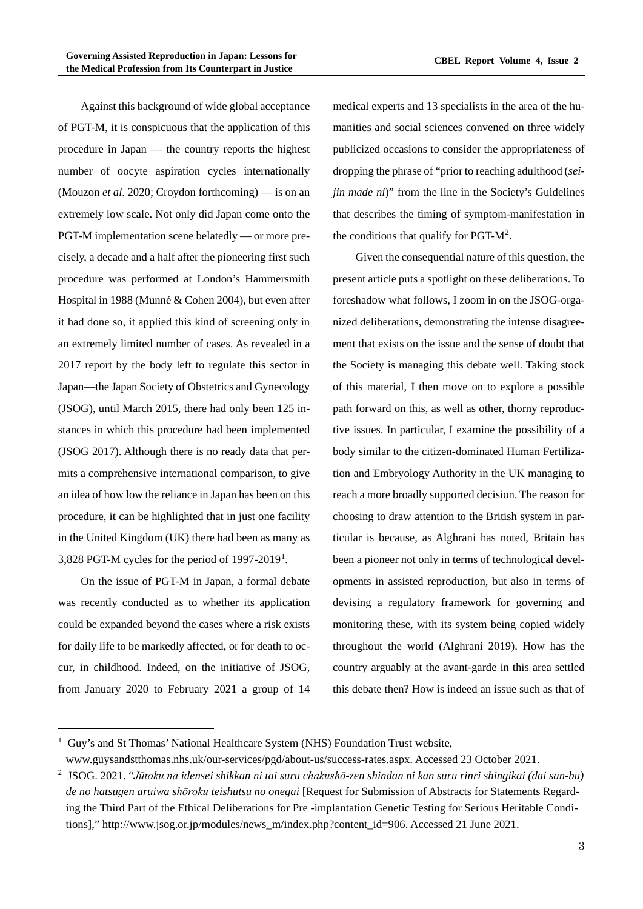Against this background of wide global acceptance of PGT-M, it is conspicuous that the application of this procedure in Japan — the country reports the highest number of oocyte aspiration cycles internationally (Mouzon *et al*. 2020; Croydon forthcoming) — is on an extremely low scale. Not only did Japan come onto the PGT-M implementation scene belatedly — or more precisely, a decade and a half after the pioneering first such procedure was performed at London's Hammersmith Hospital in 1988 (Munné & Cohen 2004), but even after it had done so, it applied this kind of screening only in an extremely limited number of cases. As revealed in a 2017 report by the body left to regulate this sector in Japan—the Japan Society of Obstetrics and Gynecology (JSOG), until March 2015, there had only been 125 instances in which this procedure had been implemented (JSOG 2017). Although there is no ready data that permits a comprehensive international comparison, to give an idea of how low the reliance in Japan has been on this procedure, it can be highlighted that in just one facility in the United Kingdom (UK) there had been as many as 3,828 PGT-M cycles for the period of 1997-2019[1].

On the issue of PGT-M in Japan, a formal debate was recently conducted as to whether its application could be expanded beyond the cases where a risk exists for daily life to be markedly affected, or for death to occur, in childhood. Indeed, on the initiative of JSOG, from January 2020 to February 2021 a group of 14 medical experts and 13 specialists in the area of the humanities and social sciences convened on three widely publicized occasions to consider the appropriateness of dropping the phrase of "prior to reaching adulthood (*seijin made ni*)" from the line in the Society's Guidelines that describes the timing of symptom-manifestation in the conditions that qualify for PGT-M[2].

Given the consequential nature of this question, the present article puts a spotlight on these deliberations. To foreshadow what follows, I zoom in on the JSOG-organized deliberations, demonstrating the intense disagreement that exists on the issue and the sense of doubt that the Society is managing this debate well. Taking stock of this material, I then move on to explore a possible path forward on this, as well as other, thorny reproductive issues. In particular, I examine the possibility of a body similar to the citizen-dominated Human Fertilization and Embryology Authority in the UK managing to reach a more broadly supported decision. The reason for choosing to draw attention to the British system in particular is because, as Alghrani has noted, Britain has been a pioneer not only in terms of technological developments in assisted reproduction, but also in terms of devising a regulatory framework for governing and monitoring these, with its system being copied widely throughout the world (Alghrani 2019). How has the country arguably at the avant-garde in this area settled this debate then? How is indeed an issue such as that of

---

[1] Guy's and St Thomas' National Healthcare System (NHS) Foundation Trust website, www.guysandstthomas.nhs.uk/our-services/pgd/about-us/success-rates.aspx. Accessed 23 October 2021.

[2] JSOG. 2021. "*Jūtoku na idensei shikkan ni tai suru chakushō-zen shindan ni kan suru rinri shingikai (dai san-bu) de no hatsugen aruiwa shōroku teishutsu no onegai* [Request for Submission of Abstracts for Statements Regarding the Third Part of the Ethical Deliberations for Pre -implantation Genetic Testing for Serious Heritable Conditions]," http://www.jsog.or.jp/modules/news_m/index.php?content_id=906. Accessed 21 June 2021.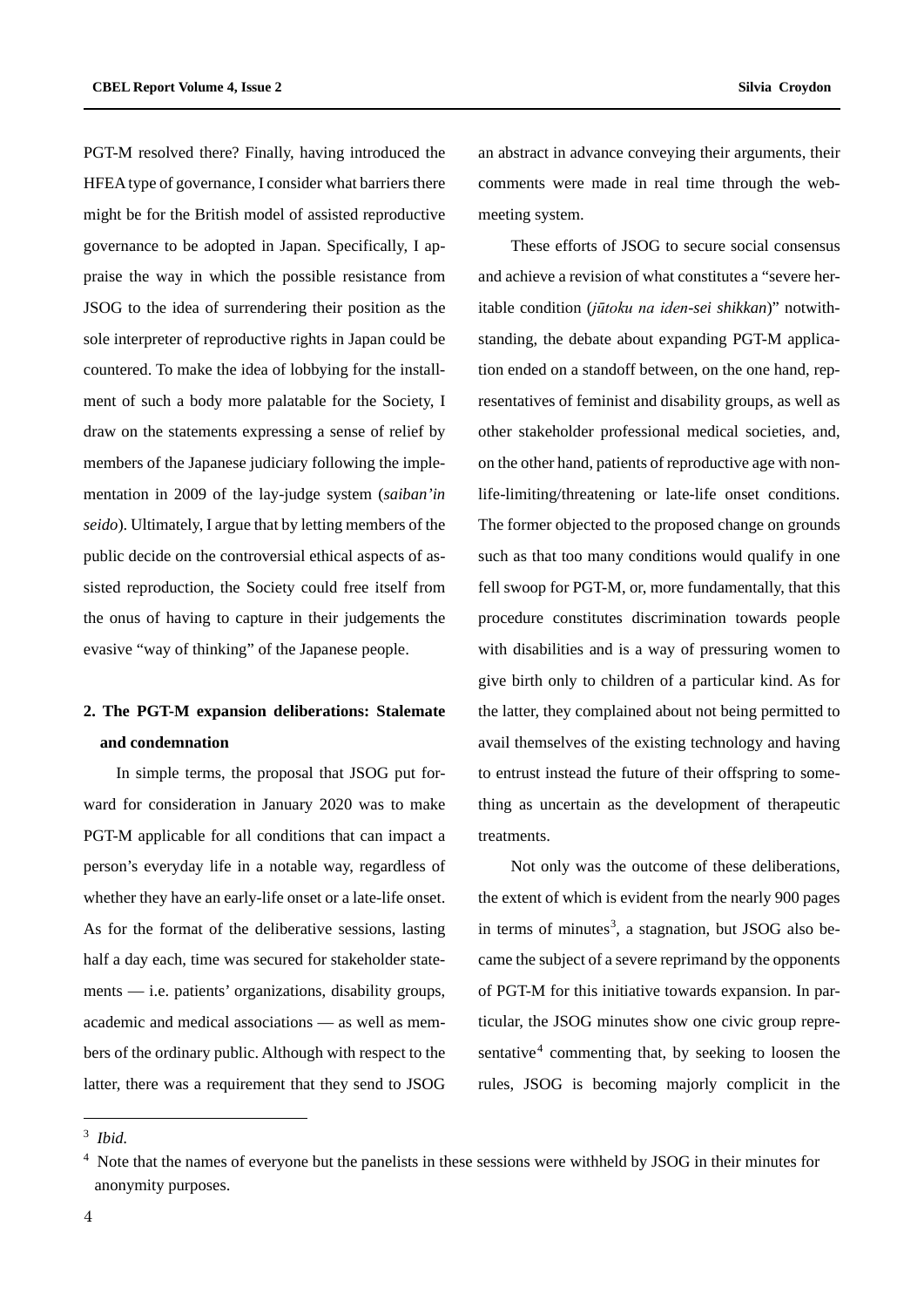PGT-M resolved there? Finally, having introduced the HFEA type of governance, I consider what barriers there might be for the British model of assisted reproductive governance to be adopted in Japan. Specifically, I appraise the way in which the possible resistance from JSOG to the idea of surrendering their position as the sole interpreter of reproductive rights in Japan could be countered. To make the idea of lobbying for the installment of such a body more palatable for the Society, I draw on the statements expressing a sense of relief by members of the Japanese judiciary following the implementation in 2009 of the lay-judge system (*saiban'in seido*). Ultimately, I argue that by letting members of the public decide on the controversial ethical aspects of assisted reproduction, the Society could free itself from the onus of having to capture in their judgements the evasive "way of thinking" of the Japanese people.

## 2. The PGT-M expansion deliberations: Stalemate and condemnation

In simple terms, the proposal that JSOG put forward for consideration in January 2020 was to make PGT-M applicable for all conditions that can impact a person's everyday life in a notable way, regardless of whether they have an early-life onset or a late-life onset. As for the format of the deliberative sessions, lasting half a day each, time was secured for stakeholder statements — i.e. patients' organizations, disability groups, academic and medical associations — as well as members of the ordinary public. Although with respect to the latter, there was a requirement that they send to JSOG an abstract in advance conveying their arguments, their comments were made in real time through the web-meeting system.

These efforts of JSOG to secure social consensus and achieve a revision of what constitutes a "severe heritable condition (*jūtoku na iden-sei shikkan*)" notwithstanding, the debate about expanding PGT-M application ended on a standoff between, on the one hand, representatives of feminist and disability groups, as well as other stakeholder professional medical societies, and, on the other hand, patients of reproductive age with non-life-limiting/threatening or late-life onset conditions. The former objected to the proposed change on grounds such as that too many conditions would qualify in one fell swoop for PGT-M, or, more fundamentally, that this procedure constitutes discrimination towards people with disabilities and is a way of pressuring women to give birth only to children of a particular kind. As for the latter, they complained about not being permitted to avail themselves of the existing technology and having to entrust instead the future of their offspring to something as uncertain as the development of therapeutic treatments.

Not only was the outcome of these deliberations, the extent of which is evident from the nearly 900 pages in terms of minutes[3], a stagnation, but JSOG also became the subject of a severe reprimand by the opponents of PGT-M for this initiative towards expansion. In particular, the JSOG minutes show one civic group representative[4] commenting that, by seeking to loosen the rules, JSOG is becoming majorly complicit in the

---

[3] *Ibid.*

[4] Note that the names of everyone but the panelists in these sessions were withheld by JSOG in their minutes for anonymity purposes.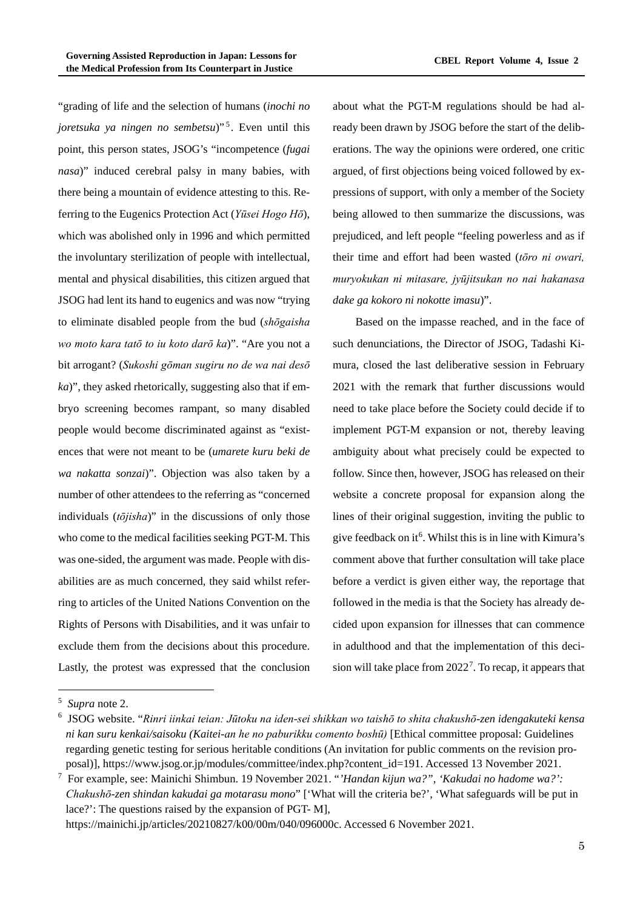"grading of life and the selection of humans (*inochi no joretsuka ya ningen no sembetsu*)"[5]. Even until this point, this person states, JSOG's "incompetence (*fugai nasa*)" induced cerebral palsy in many babies, with there being a mountain of evidence attesting to this. Referring to the Eugenics Protection Act (*Yūsei Hogo Hō*), which was abolished only in 1996 and which permitted the involuntary sterilization of people with intellectual, mental and physical disabilities, this citizen argued that JSOG had lent its hand to eugenics and was now "trying to eliminate disabled people from the bud (*shōgaisha wo moto kara tatō to iu koto darō ka*)". "Are you not a bit arrogant? (*Sukoshi gōman sugiru no de wa nai desō ka*)", they asked rhetorically, suggesting also that if embryo screening becomes rampant, so many disabled people would become discriminated against as "existences that were not meant to be (*umarete kuru beki de wa nakatta sonzai*)". Objection was also taken by a number of other attendees to the referring as "concerned individuals (*tōjisha*)" in the discussions of only those who come to the medical facilities seeking PGT-M. This was one-sided, the argument was made. People with disabilities are as much concerned, they said whilst referring to articles of the United Nations Convention on the Rights of Persons with Disabilities, and it was unfair to exclude them from the decisions about this procedure. Lastly, the protest was expressed that the conclusion about what the PGT-M regulations should be had already been drawn by JSOG before the start of the deliberations. The way the opinions were ordered, one critic argued, of first objections being voiced followed by expressions of support, with only a member of the Society being allowed to then summarize the discussions, was prejudiced, and left people "feeling powerless and as if their time and effort had been wasted (*tōro ni owari, muryokukan ni mitasare, jyūjitsukan no nai hakanasa dake ga kokoro ni nokotte imasu*)".

Based on the impasse reached, and in the face of such denunciations, the Director of JSOG, Tadashi Kimura, closed the last deliberative session in February 2021 with the remark that further discussions would need to take place before the Society could decide if to implement PGT-M expansion or not, thereby leaving ambiguity about what precisely could be expected to follow. Since then, however, JSOG has released on their website a concrete proposal for expansion along the lines of their original suggestion, inviting the public to give feedback on it[6]. Whilst this is in line with Kimura's comment above that further consultation will take place before a verdict is given either way, the reportage that followed in the media is that the Society has already decided upon expansion for illnesses that can commence in adulthood and that the implementation of this decision will take place from 2022[7]. To recap, it appears that

---

[5] *Supra* note 2.

[6] JSOG website. "*Rinri iinkai teian: Jūtoku na iden-sei shikkan wo taishō to shita chakushō-zen idengakuteki kensa ni kan suru kenkai/saisoku (Kaitei-an he no paburikku comento boshū)* [Ethical committee proposal: Guidelines regarding genetic testing for serious heritable conditions (An invitation for public comments on the revision proposal)], https://www.jsog.or.jp/modules/committee/index.php?content_id=191. Accessed 13 November 2021.

[7] For example, see: Mainichi Shimbun. 19 November 2021. "*'Handan kijun wa?", 'Kakudai no hadome wa?': Chakushō-zen shindan kakudai ga motarasu mono*" ['What will the criteria be?', 'What safeguards will be put in lace?': The questions raised by the expansion of PGT- M], https://mainichi.jp/articles/20210827/k00/00m/040/096000c. Accessed 6 November 2021.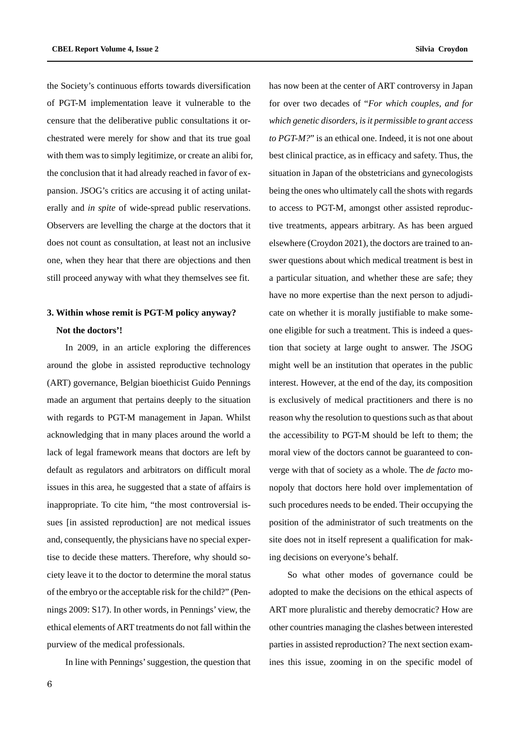the Society's continuous efforts towards diversification of PGT-M implementation leave it vulnerable to the censure that the deliberative public consultations it orchestrated were merely for show and that its true goal with them was to simply legitimize, or create an alibi for, the conclusion that it had already reached in favor of expansion. JSOG's critics are accusing it of acting unilaterally and *in spite* of wide-spread public reservations. Observers are levelling the charge at the doctors that it does not count as consultation, at least not an inclusive one, when they hear that there are objections and then still proceed anyway with what they themselves see fit.

### 3. Within whose remit is PGT-M policy anyway? Not the doctors'!

In 2009, in an article exploring the differences around the globe in assisted reproductive technology (ART) governance, Belgian bioethicist Guido Pennings made an argument that pertains deeply to the situation with regards to PGT-M management in Japan. Whilst acknowledging that in many places around the world a lack of legal framework means that doctors are left by default as regulators and arbitrators on difficult moral issues in this area, he suggested that a state of affairs is inappropriate. To cite him, "the most controversial issues [in assisted reproduction] are not medical issues and, consequently, the physicians have no special expertise to decide these matters. Therefore, why should society leave it to the doctor to determine the moral status of the embryo or the acceptable risk for the child?" (Pennings 2009: S17). In other words, in Pennings' view, the ethical elements of ART treatments do not fall within the purview of the medical professionals.

In line with Pennings' suggestion, the question that has now been at the center of ART controversy in Japan for over two decades of "*For which couples, and for which genetic disorders, is it permissible to grant access to PGT-M?*" is an ethical one. Indeed, it is not one about best clinical practice, as in efficacy and safety. Thus, the situation in Japan of the obstetricians and gynecologists being the ones who ultimately call the shots with regards to access to PGT-M, amongst other assisted reproductive treatments, appears arbitrary. As has been argued elsewhere (Croydon 2021), the doctors are trained to answer questions about which medical treatment is best in a particular situation, and whether these are safe; they have no more expertise than the next person to adjudicate on whether it is morally justifiable to make someone eligible for such a treatment. This is indeed a question that society at large ought to answer. The JSOG might well be an institution that operates in the public interest. However, at the end of the day, its composition is exclusively of medical practitioners and there is no reason why the resolution to questions such as that about the accessibility to PGT-M should be left to them; the moral view of the doctors cannot be guaranteed to converge with that of society as a whole. The *de facto* monopoly that doctors here hold over implementation of such procedures needs to be ended. Their occupying the position of the administrator of such treatments on the site does not in itself represent a qualification for making decisions on everyone's behalf.

So what other modes of governance could be adopted to make the decisions on the ethical aspects of ART more pluralistic and thereby democratic? How are other countries managing the clashes between interested parties in assisted reproduction? The next section examines this issue, zooming in on the specific model of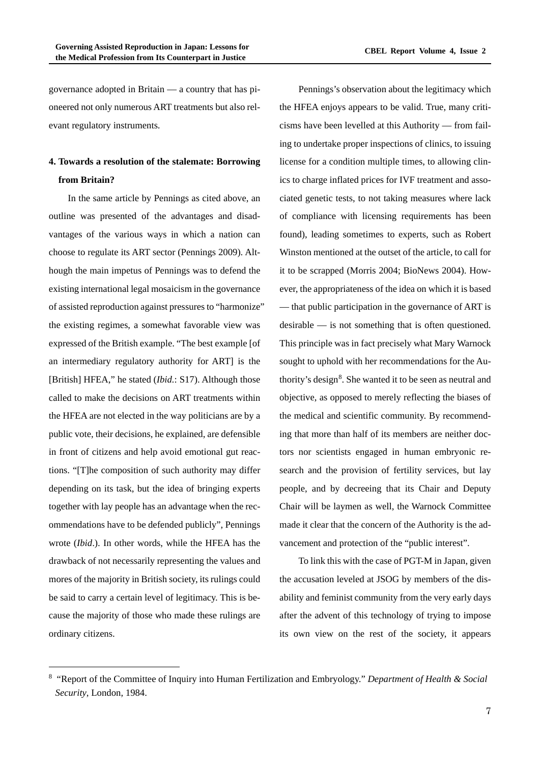governance adopted in Britain — a country that has pioneered not only numerous ART treatments but also relevant regulatory instruments.

## 4. Towards a resolution of the stalemate: Borrowing from Britain?

In the same article by Pennings as cited above, an outline was presented of the advantages and disadvantages of the various ways in which a nation can choose to regulate its ART sector (Pennings 2009). Although the main impetus of Pennings was to defend the existing international legal mosaicism in the governance of assisted reproduction against pressures to "harmonize" the existing regimes, a somewhat favorable view was expressed of the British example. "The best example [of an intermediary regulatory authority for ART] is the [British] HFEA," he stated (*Ibid*.: S17). Although those called to make the decisions on ART treatments within the HFEA are not elected in the way politicians are by a public vote, their decisions, he explained, are defensible in front of citizens and help avoid emotional gut reactions. "[T]he composition of such authority may differ depending on its task, but the idea of bringing experts together with lay people has an advantage when the recommendations have to be defended publicly", Pennings wrote (*Ibid*.). In other words, while the HFEA has the drawback of not necessarily representing the values and mores of the majority in British society, its rulings could be said to carry a certain level of legitimacy. This is because the majority of those who made these rulings are ordinary citizens.

Pennings's observation about the legitimacy which the HFEA enjoys appears to be valid. True, many criticisms have been levelled at this Authority — from failing to undertake proper inspections of clinics, to issuing license for a condition multiple times, to allowing clinics to charge inflated prices for IVF treatment and associated genetic tests, to not taking measures where lack of compliance with licensing requirements has been found), leading sometimes to experts, such as Robert Winston mentioned at the outset of the article, to call for it to be scrapped (Morris 2004; BioNews 2004). However, the appropriateness of the idea on which it is based — that public participation in the governance of ART is desirable — is not something that is often questioned. This principle was in fact precisely what Mary Warnock sought to uphold with her recommendations for the Authority's design[8]. She wanted it to be seen as neutral and objective, as opposed to merely reflecting the biases of the medical and scientific community. By recommending that more than half of its members are neither doctors nor scientists engaged in human embryonic research and the provision of fertility services, but lay people, and by decreeing that its Chair and Deputy Chair will be laymen as well, the Warnock Committee made it clear that the concern of the Authority is the advancement and protection of the "public interest".

To link this with the case of PGT-M in Japan, given the accusation leveled at JSOG by members of the disability and feminist community from the very early days after the advent of this technology of trying to impose its own view on the rest of the society, it appears

[8] "Report of the Committee of Inquiry into Human Fertilization and Embryology." *Department of Health & Social Security*, London, 1984.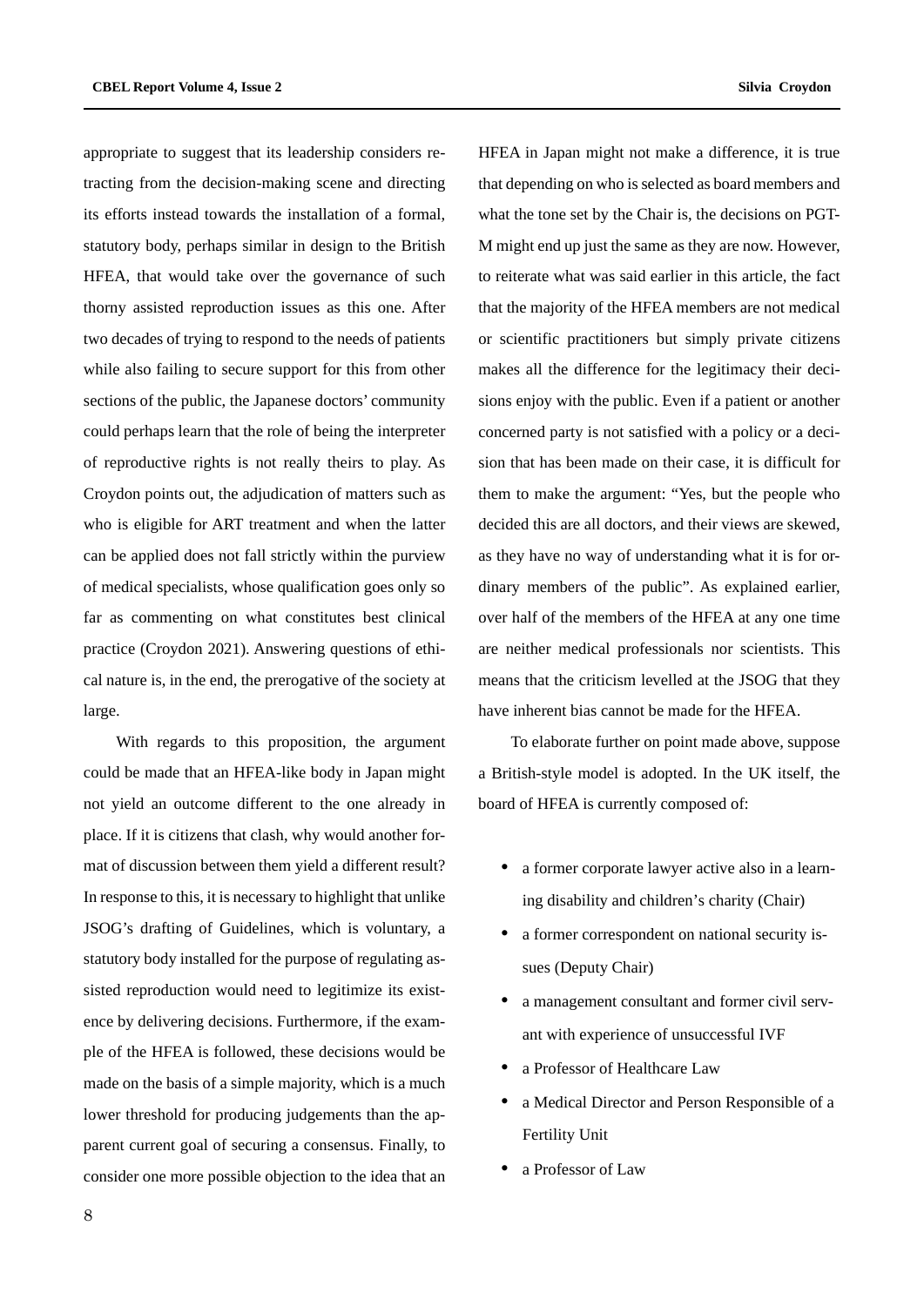appropriate to suggest that its leadership considers retracting from the decision-making scene and directing its efforts instead towards the installation of a formal, statutory body, perhaps similar in design to the British HFEA, that would take over the governance of such thorny assisted reproduction issues as this one. After two decades of trying to respond to the needs of patients while also failing to secure support for this from other sections of the public, the Japanese doctors' community could perhaps learn that the role of being the interpreter of reproductive rights is not really theirs to play. As Croydon points out, the adjudication of matters such as who is eligible for ART treatment and when the latter can be applied does not fall strictly within the purview of medical specialists, whose qualification goes only so far as commenting on what constitutes best clinical practice (Croydon 2021). Answering questions of ethical nature is, in the end, the prerogative of the society at large.

With regards to this proposition, the argument could be made that an HFEA-like body in Japan might not yield an outcome different to the one already in place. If it is citizens that clash, why would another format of discussion between them yield a different result? In response to this, it is necessary to highlight that unlike JSOG's drafting of Guidelines, which is voluntary, a statutory body installed for the purpose of regulating assisted reproduction would need to legitimize its existence by delivering decisions. Furthermore, if the example of the HFEA is followed, these decisions would be made on the basis of a simple majority, which is a much lower threshold for producing judgements than the apparent current goal of securing a consensus. Finally, to consider one more possible objection to the idea that an HFEA in Japan might not make a difference, it is true that depending on who is selected as board members and what the tone set by the Chair is, the decisions on PGT-M might end up just the same as they are now. However, to reiterate what was said earlier in this article, the fact that the majority of the HFEA members are not medical or scientific practitioners but simply private citizens makes all the difference for the legitimacy their decisions enjoy with the public. Even if a patient or another concerned party is not satisfied with a policy or a decision that has been made on their case, it is difficult for them to make the argument: "Yes, but the people who decided this are all doctors, and their views are skewed, as they have no way of understanding what it is for ordinary members of the public". As explained earlier, over half of the members of the HFEA at any one time are neither medical professionals nor scientists. This means that the criticism levelled at the JSOG that they have inherent bias cannot be made for the HFEA.

To elaborate further on point made above, suppose a British-style model is adopted. In the UK itself, the board of HFEA is currently composed of:

- a former corporate lawyer active also in a learning disability and children's charity (Chair)
- a former correspondent on national security issues (Deputy Chair)
- a management consultant and former civil servant with experience of unsuccessful IVF
- a Professor of Healthcare Law
- a Medical Director and Person Responsible of a Fertility Unit
- a Professor of Law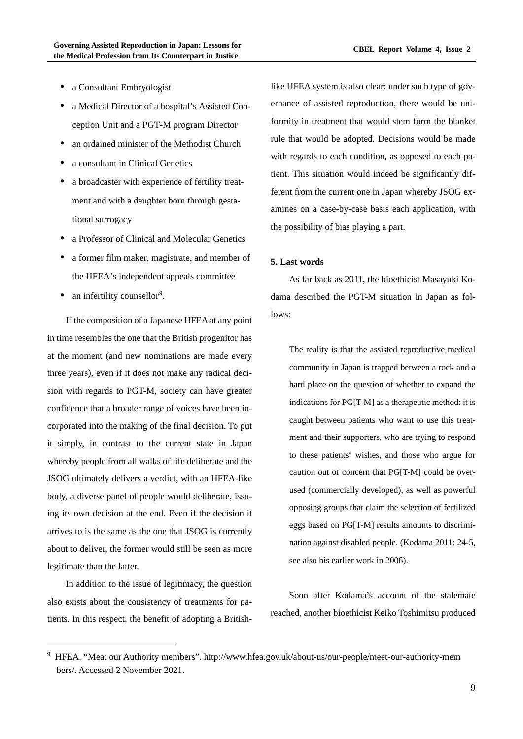- a Consultant Embryologist
- a Medical Director of a hospital's Assisted Conception Unit and a PGT-M program Director
- an ordained minister of the Methodist Church
- a consultant in Clinical Genetics
- a broadcaster with experience of fertility treatment and with a daughter born through gestational surrogacy
- a Professor of Clinical and Molecular Genetics
- a former film maker, magistrate, and member of the HFEA's independent appeals committee
- an infertility counsellor[9].

If the composition of a Japanese HFEA at any point in time resembles the one that the British progenitor has at the moment (and new nominations are made every three years), even if it does not make any radical decision with regards to PGT-M, society can have greater confidence that a broader range of voices have been incorporated into the making of the final decision. To put it simply, in contrast to the current state in Japan whereby people from all walks of life deliberate and the JSOG ultimately delivers a verdict, with an HFEA-like body, a diverse panel of people would deliberate, issuing its own decision at the end. Even if the decision it arrives to is the same as the one that JSOG is currently about to deliver, the former would still be seen as more legitimate than the latter.

In addition to the issue of legitimacy, the question also exists about the consistency of treatments for patients. In this respect, the benefit of adopting a British-like HFEA system is also clear: under such type of governance of assisted reproduction, there would be uniformity in treatment that would stem form the blanket rule that would be adopted. Decisions would be made with regards to each condition, as opposed to each patient. This situation would indeed be significantly different from the current one in Japan whereby JSOG examines on a case-by-case basis each application, with the possibility of bias playing a part.

### 5. Last words

As far back as 2011, the bioethicist Masayuki Kodama described the PGT-M situation in Japan as follows:

> The reality is that the assisted reproductive medical community in Japan is trapped between a rock and a hard place on the question of whether to expand the indications for PG[T-M] as a therapeutic method: it is caught between patients who want to use this treatment and their supporters, who are trying to respond to these patients' wishes, and those who argue for caution out of concern that PG[T-M] could be overused (commercially developed), as well as powerful opposing groups that claim the selection of fertilized eggs based on PG[T-M] results amounts to discrimination against disabled people. (Kodama 2011: 24-5, see also his earlier work in 2006).

Soon after Kodama's account of the stalemate reached, another bioethicist Keiko Toshimitsu produced

---

[9] HFEA. "Meat our Authority members". http://www.hfea.gov.uk/about-us/our-people/meet-our-authority-members/. Accessed 2 November 2021.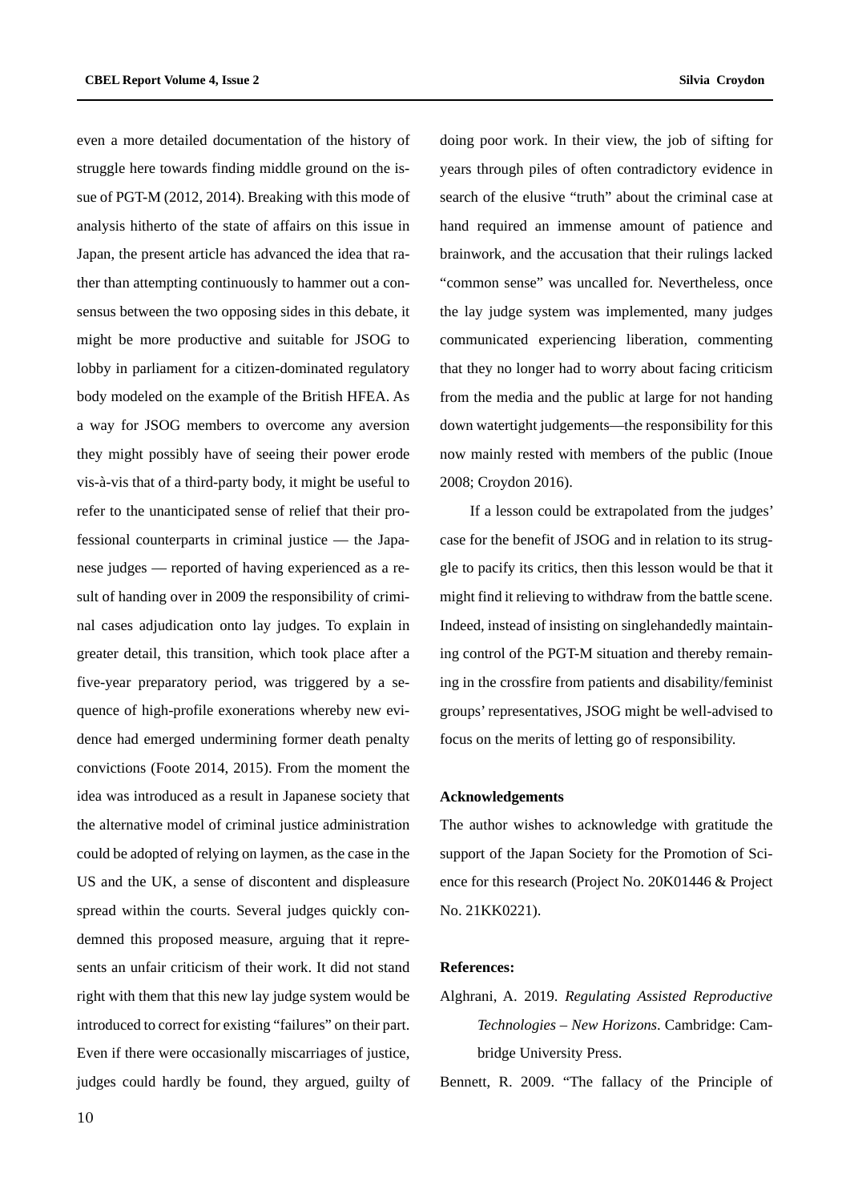even a more detailed documentation of the history of struggle here towards finding middle ground on the issue of PGT-M (2012, 2014). Breaking with this mode of analysis hitherto of the state of affairs on this issue in Japan, the present article has advanced the idea that rather than attempting continuously to hammer out a consensus between the two opposing sides in this debate, it might be more productive and suitable for JSOG to lobby in parliament for a citizen-dominated regulatory body modeled on the example of the British HFEA. As a way for JSOG members to overcome any aversion they might possibly have of seeing their power erode vis-à-vis that of a third-party body, it might be useful to refer to the unanticipated sense of relief that their professional counterparts in criminal justice — the Japanese judges — reported of having experienced as a result of handing over in 2009 the responsibility of criminal cases adjudication onto lay judges. To explain in greater detail, this transition, which took place after a five-year preparatory period, was triggered by a sequence of high-profile exonerations whereby new evidence had emerged undermining former death penalty convictions (Foote 2014, 2015). From the moment the idea was introduced as a result in Japanese society that the alternative model of criminal justice administration could be adopted of relying on laymen, as the case in the US and the UK, a sense of discontent and displeasure spread within the courts. Several judges quickly condemned this proposed measure, arguing that it represents an unfair criticism of their work. It did not stand right with them that this new lay judge system would be introduced to correct for existing "failures" on their part. Even if there were occasionally miscarriages of justice, judges could hardly be found, they argued, guilty of doing poor work. In their view, the job of sifting for years through piles of often contradictory evidence in search of the elusive "truth" about the criminal case at hand required an immense amount of patience and brainwork, and the accusation that their rulings lacked "common sense" was uncalled for. Nevertheless, once the lay judge system was implemented, many judges communicated experiencing liberation, commenting that they no longer had to worry about facing criticism from the media and the public at large for not handing down watertight judgements—the responsibility for this now mainly rested with members of the public (Inoue 2008; Croydon 2016).

If a lesson could be extrapolated from the judges' case for the benefit of JSOG and in relation to its struggle to pacify its critics, then this lesson would be that it might find it relieving to withdraw from the battle scene. Indeed, instead of insisting on singlehandedly maintaining control of the PGT-M situation and thereby remaining in the crossfire from patients and disability/feminist groups' representatives, JSOG might be well-advised to focus on the merits of letting go of responsibility.

**Acknowledgements**

The author wishes to acknowledge with gratitude the support of the Japan Society for the Promotion of Science for this research (Project No. 20K01446 & Project No. 21KK0221).

**References:**

Alghrani, A. 2019. *Regulating Assisted Reproductive Technologies – New Horizons*. Cambridge: Cambridge University Press.

Bennett, R. 2009. "The fallacy of the Principle of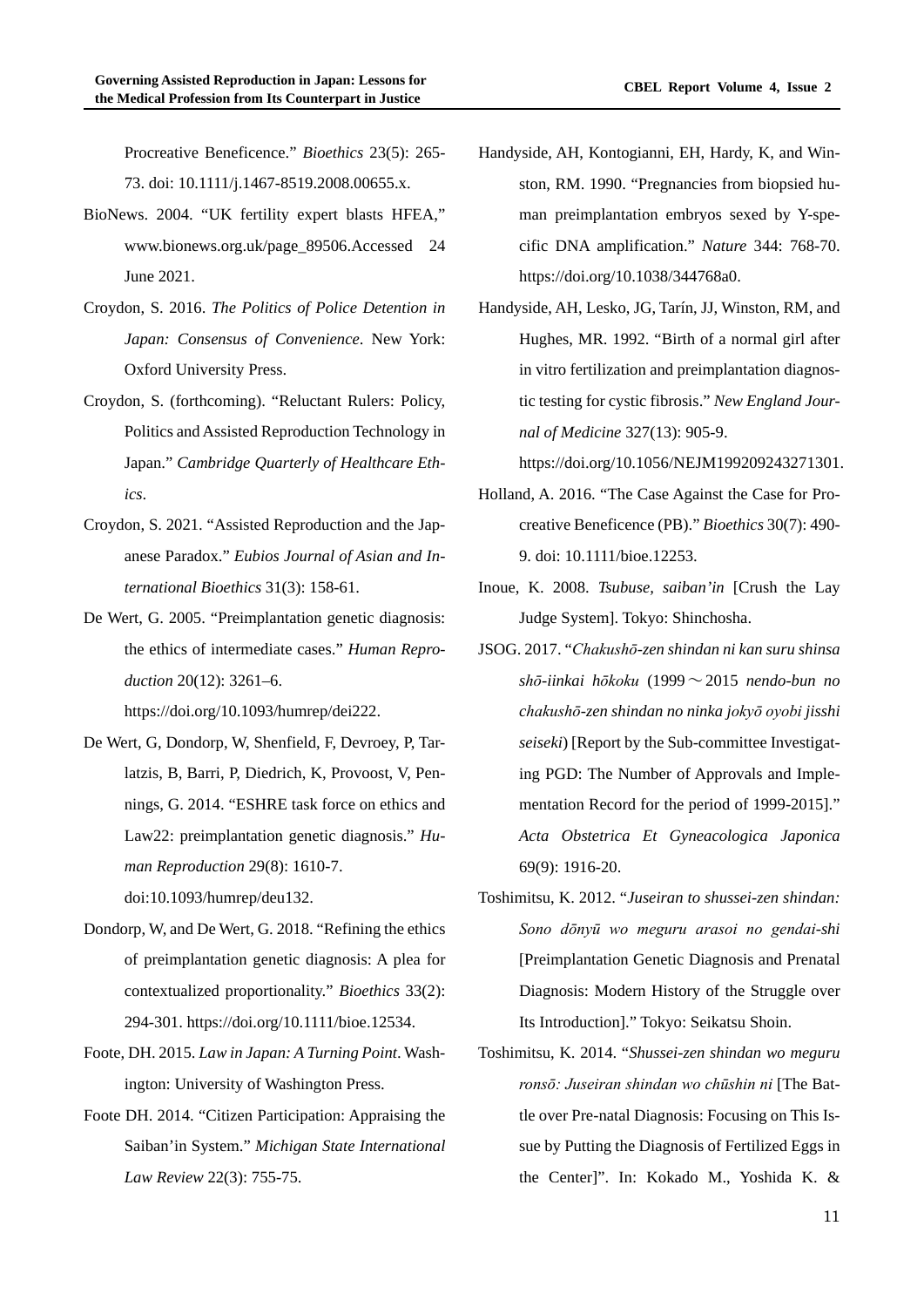Procreative Beneficence." *Bioethics* 23(5): 265-73. doi: 10.1111/j.1467-8519.2008.00655.x.

BioNews. 2004. "UK fertility expert blasts HFEA," www.bionews.org.uk/page_89506.Accessed 24 June 2021.

Croydon, S. 2016. *The Politics of Police Detention in Japan: Consensus of Convenience*. New York: Oxford University Press.

Croydon, S. (forthcoming). "Reluctant Rulers: Policy, Politics and Assisted Reproduction Technology in Japan." *Cambridge Quarterly of Healthcare Ethics*.

Croydon, S. 2021. "Assisted Reproduction and the Japanese Paradox." *Eubios Journal of Asian and International Bioethics* 31(3): 158-61.

De Wert, G. 2005. "Preimplantation genetic diagnosis: the ethics of intermediate cases." *Human Reproduction* 20(12): 3261–6. https://doi.org/10.1093/humrep/dei222.

De Wert, G, Dondorp, W, Shenfield, F, Devroey, P, Tarlatzis, B, Barri, P, Diedrich, K, Provoost, V, Pennings, G. 2014. "ESHRE task force on ethics and Law22: preimplantation genetic diagnosis." *Human Reproduction* 29(8): 1610-7. doi:10.1093/humrep/deu132.

Dondorp, W, and De Wert, G. 2018. "Refining the ethics of preimplantation genetic diagnosis: A plea for contextualized proportionality." *Bioethics* 33(2): 294-301. https://doi.org/10.1111/bioe.12534.

Foote, DH. 2015. *Law in Japan: A Turning Point*. Washington: University of Washington Press.

Foote DH. 2014. "Citizen Participation: Appraising the Saiban'in System." *Michigan State International Law Review* 22(3): 755-75.

Handyside, AH, Kontogianni, EH, Hardy, K, and Winston, RM. 1990. "Pregnancies from biopsied human preimplantation embryos sexed by Y-specific DNA amplification." *Nature* 344: 768-70. https://doi.org/10.1038/344768a0.

Handyside, AH, Lesko, JG, Tarín, JJ, Winston, RM, and Hughes, MR. 1992. "Birth of a normal girl after in vitro fertilization and preimplantation diagnostic testing for cystic fibrosis." *New England Journal of Medicine* 327(13): 905-9. https://doi.org/10.1056/NEJM199209243271301.

Holland, A. 2016. "The Case Against the Case for Procreative Beneficence (PB)." *Bioethics* 30(7): 490-9. doi: 10.1111/bioe.12253.

Inoue, K. 2008. *Tsubuse, saiban'in* [Crush the Lay Judge System]. Tokyo: Shinchosha.

JSOG. 2017. "*Chakushō-zen shindan ni kan suru shinsa shō-iinkai hōkoku* (1999～2015 *nendo-bun no chakushō-zen shindan no ninka jokyō oyobi jisshi seiseki*) [Report by the Sub-committee Investigating PGD: The Number of Approvals and Implementation Record for the period of 1999-2015]." *Acta Obstetrica Et Gyneacologica Japonica* 69(9): 1916-20.

Toshimitsu, K. 2012. "*Juseiran to shussei-zen shindan: Sono dōnyū wo meguru arasoi no gendai-shi* [Preimplantation Genetic Diagnosis and Prenatal Diagnosis: Modern History of the Struggle over Its Introduction]." Tokyo: Seikatsu Shoin.

Toshimitsu, K. 2014. "*Shussei-zen shindan wo meguru ronsō: Juseiran shindan wo chūshin ni* [The Battle over Pre-natal Diagnosis: Focusing on This Issue by Putting the Diagnosis of Fertilized Eggs in the Center]". In: Kokado M., Yoshida K. &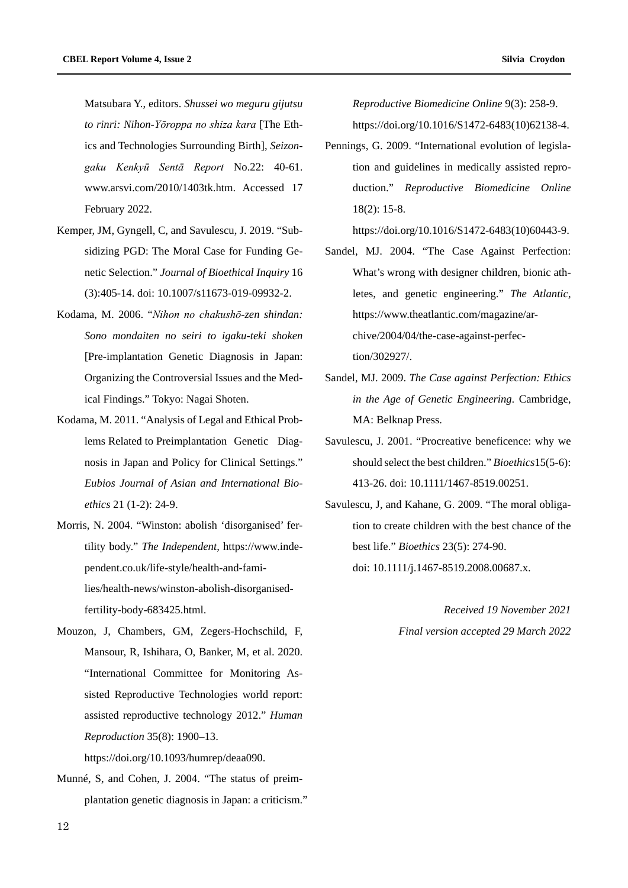Matsubara Y., editors. *Shussei wo meguru gijutsu to rinri: Nihon-Yōroppa no shiza kara* [The Ethics and Technologies Surrounding Birth], *Seizongaku Kenkyū Sentā Report* No.22: 40-61. www.arsvi.com/2010/1403tk.htm. Accessed 17 February 2022.

Kemper, JM, Gyngell, C, and Savulescu, J. 2019. "Subsidizing PGD: The Moral Case for Funding Genetic Selection." *Journal of Bioethical Inquiry* 16 (3):405-14. doi: 10.1007/s11673-019-09932-2.

Kodama, M. 2006. "*Nihon no chakushō-zen shindan: Sono mondaiten no seiri to igaku-teki shoken* [Pre-implantation Genetic Diagnosis in Japan: Organizing the Controversial Issues and the Medical Findings." Tokyo: Nagai Shoten.

Kodama, M. 2011. "Analysis of Legal and Ethical Problems Related to Preimplantation Genetic Diagnosis in Japan and Policy for Clinical Settings." *Eubios Journal of Asian and International Bioethics* 21 (1-2): 24-9.

Morris, N. 2004. "Winston: abolish 'disorganised' fertility body." *The Independent*, https://www.independent.co.uk/life-style/health-and-families/health-news/winston-abolish-disorganised-fertility-body-683425.html.

Mouzon, J, Chambers, GM, Zegers-Hochschild, F, Mansour, R, Ishihara, O, Banker, M, et al. 2020. "International Committee for Monitoring Assisted Reproductive Technologies world report: assisted reproductive technology 2012." *Human Reproduction* 35(8): 1900–13. https://doi.org/10.1093/humrep/deaa090.

Munné, S, and Cohen, J. 2004. "The status of preimplantation genetic diagnosis in Japan: a criticism." *Reproductive Biomedicine Online* 9(3): 258-9. https://doi.org/10.1016/S1472-6483(10)62138-4.

Pennings, G. 2009. "International evolution of legislation and guidelines in medically assisted reproduction." *Reproductive Biomedicine Online* 18(2): 15-8. https://doi.org/10.1016/S1472-6483(10)60443-9.

Sandel, MJ. 2004. "The Case Against Perfection: What's wrong with designer children, bionic athletes, and genetic engineering." *The Atlantic*, https://www.theatlantic.com/magazine/archive/2004/04/the-case-against-perfection/302927/.

Sandel, MJ. 2009. *The Case against Perfection: Ethics in the Age of Genetic Engineering*. Cambridge, MA: Belknap Press.

Savulescu, J. 2001. "Procreative beneficence: why we should select the best children." *Bioethics*15(5-6): 413-26. doi: 10.1111/1467-8519.00251.

Savulescu, J, and Kahane, G. 2009. "The moral obligation to create children with the best chance of the best life." *Bioethics* 23(5): 274-90. doi: 10.1111/j.1467-8519.2008.00687.x.

*Received 19 November 2021*

*Final version accepted 29 March 2022*